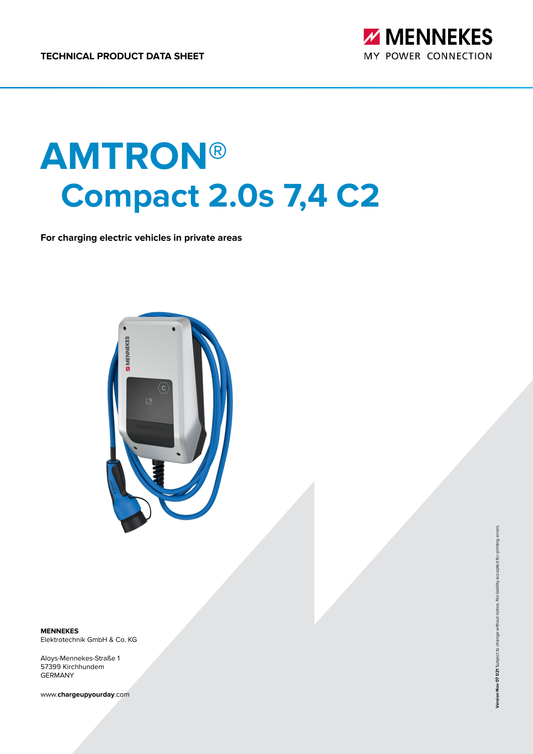TECHNICAL PRODUCT DATA SHEET

MENNEKES
MY POWER CONNECTION

# AMTRON®
# Compact 2.0s 7,4 C2

**For charging electric vehicles in private areas**

**MENNEKES**
Elektrotechnik GmbH & Co. KG

Aloys-Mennekes-Straße 1
57399 Kirchhundem
GERMANY

www.**chargeupyourday**.com

**Version Nov 07 021** Subject to change without notice. No liability accepted for printing errors.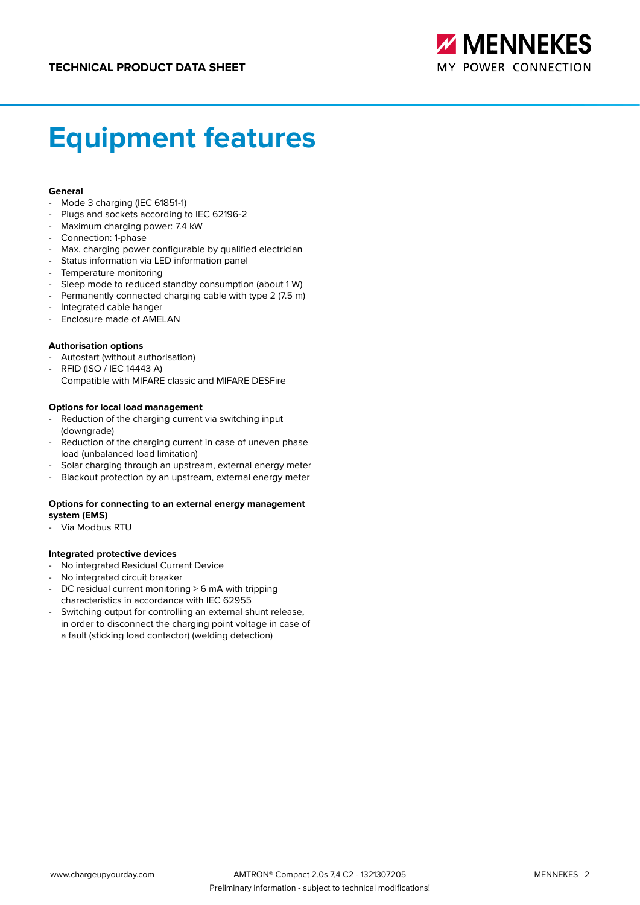# Equipment features

**General**

- Mode 3 charging (IEC 61851-1)
- Plugs and sockets according to IEC 62196-2
- Maximum charging power: 7.4 kW
- Connection: 1-phase
- Max. charging power configurable by qualified electrician
- Status information via LED information panel
- Temperature monitoring
- Sleep mode to reduced standby consumption (about 1 W)
- Permanently connected charging cable with type 2 (7.5 m)
- Integrated cable hanger
- Enclosure made of AMELAN

**Authorisation options**

- Autostart (without authorisation)
- RFID (ISO / IEC 14443 A)
  Compatible with MIFARE classic and MIFARE DESFire

**Options for local load management**

- Reduction of the charging current via switching input (downgrade)
- Reduction of the charging current in case of uneven phase load (unbalanced load limitation)
- Solar charging through an upstream, external energy meter
- Blackout protection by an upstream, external energy meter

**Options for connecting to an external energy management system (EMS)**

- Via Modbus RTU

**Integrated protective devices**

- No integrated Residual Current Device
- No integrated circuit breaker
- DC residual current monitoring > 6 mA with tripping characteristics in accordance with IEC 62955
- Switching output for controlling an external shunt release, in order to disconnect the charging point voltage in case of a fault (sticking load contactor) (welding detection)

AMTRON® Compact 2.0s 7,4 C2 - 1321307205

Preliminary information - subject to technical modifications!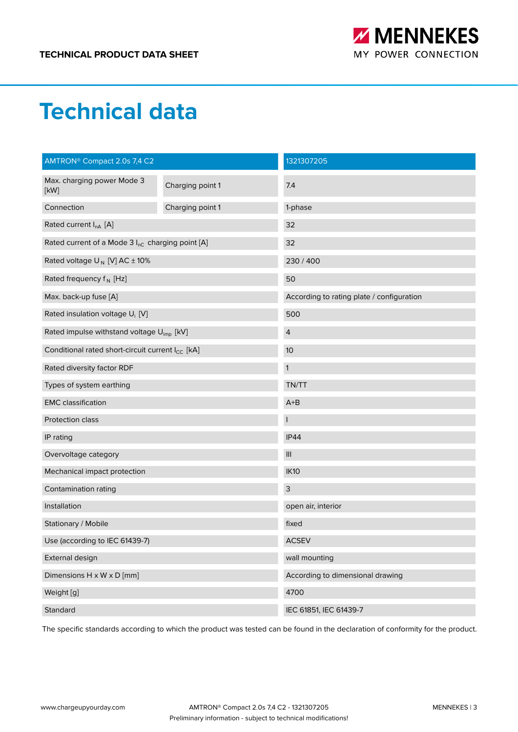# Technical data

| AMTRON® Compact 2.0s 7,4 C2 | | 1321307205 |
|---|---|---|
| Max. charging power Mode 3 [kW] | Charging point 1 | 7.4 |
| Connection | Charging point 1 | 1-phase |
| Rated current $I_{nA}$ [A] | | 32 |
| Rated current of a Mode 3 $I_{nC}$ charging point [A] | | 32 |
| Rated voltage $U_N$ [V] AC ± 10% | | 230 / 400 |
| Rated frequency $f_N$ [Hz] | | 50 |
| Max. back-up fuse [A] | | According to rating plate / configuration |
| Rated insulation voltage $U_i$ [V] | | 500 |
| Rated impulse withstand voltage $U_{imp}$ [kV] | | 4 |
| Conditional rated short-circuit current $I_{CC}$ [kA] | | 10 |
| Rated diversity factor RDF | | 1 |
| Types of system earthing | | TN/TT |
| EMC classification | | A+B |
| Protection class | | I |
| IP rating | | IP44 |
| Overvoltage category | | III |
| Mechanical impact protection | | IK10 |
| Contamination rating | | 3 |
| Installation | | open air, interior |
| Stationary / Mobile | | fixed |
| Use (according to IEC 61439-7) | | ACSEV |
| External design | | wall mounting |
| Dimensions H x W x D [mm] | | According to dimensional drawing |
| Weight [g] | | 4700 |
| Standard | | IEC 61851, IEC 61439-7 |

The specific standards according to which the product was tested can be found in the declaration of conformity for the product.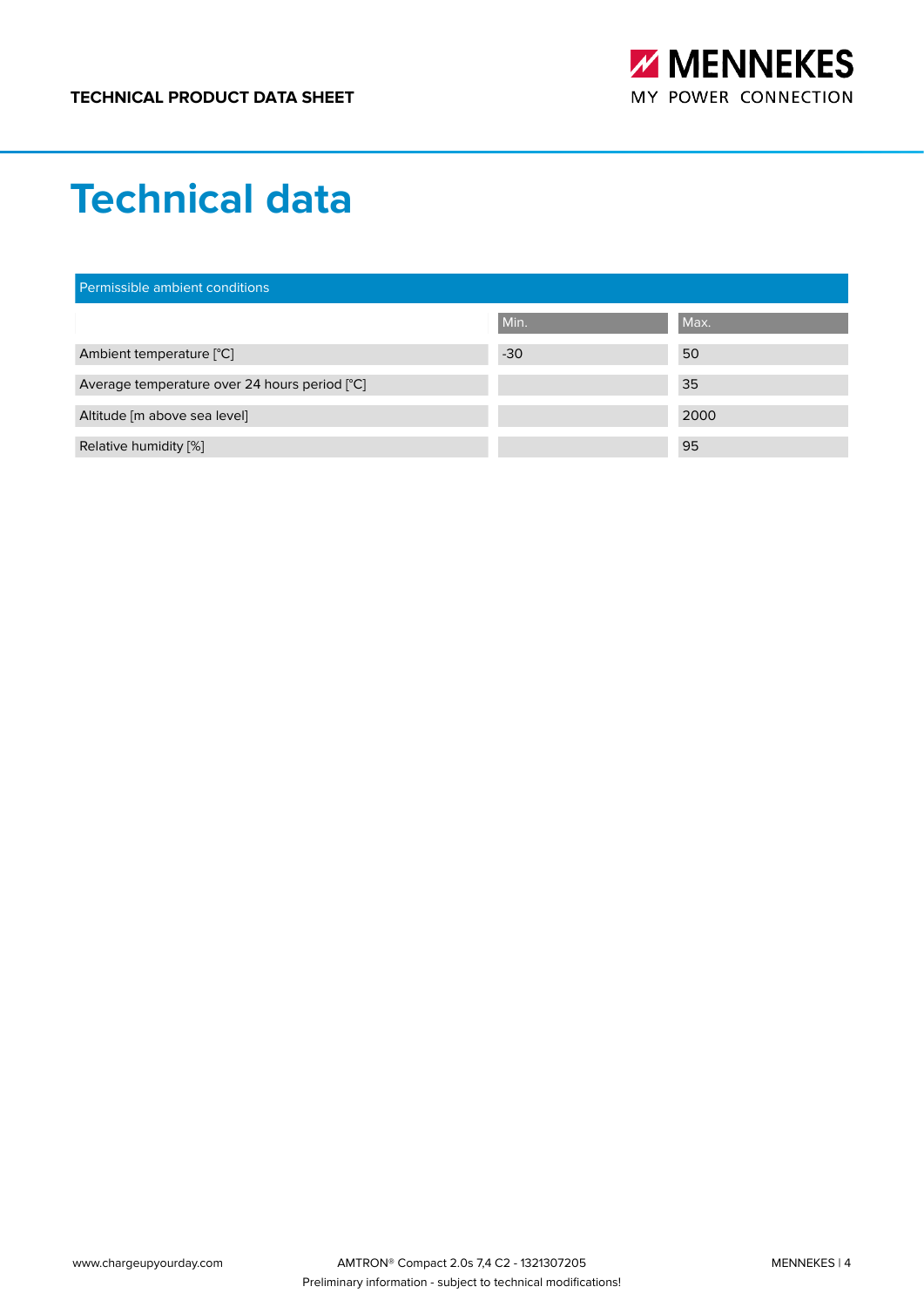# Technical data

| Permissible ambient conditions | | |
|---|---|---|
| | Min. | Max. |
| Ambient temperature [°C] | -30 | 50 |
| Average temperature over 24 hours period [°C] | | 35 |
| Altitude [m above sea level] | | 2000 |
| Relative humidity [%] | | 95 |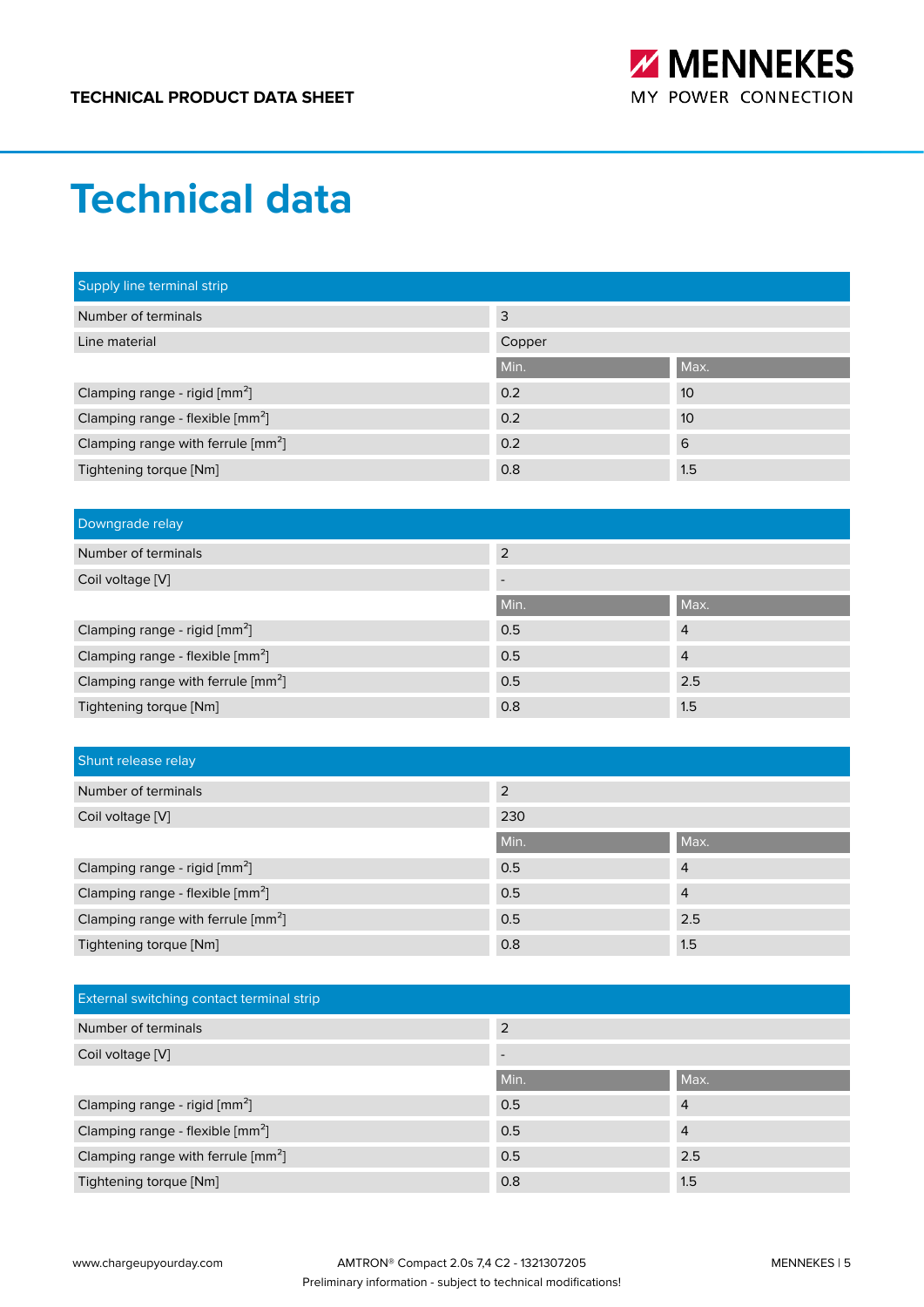# Technical data

| Supply line terminal strip | | |
|---|---|---|
| Number of terminals | 3 | |
| Line material | Copper | |
| | Min. | Max. |
| Clamping range - rigid [mm$^2$] | 0.2 | 10 |
| Clamping range - flexible [mm$^2$] | 0.2 | 10 |
| Clamping range with ferrule [mm$^2$] | 0.2 | 6 |
| Tightening torque [Nm] | 0.8 | 1.5 |

| Downgrade relay | | |
|---|---|---|
| Number of terminals | 2 | |
| Coil voltage [V] | - | |
| | Min. | Max. |
| Clamping range - rigid [mm$^2$] | 0.5 | 4 |
| Clamping range - flexible [mm$^2$] | 0.5 | 4 |
| Clamping range with ferrule [mm$^2$] | 0.5 | 2.5 |
| Tightening torque [Nm] | 0.8 | 1.5 |

| Shunt release relay | | |
|---|---|---|
| Number of terminals | 2 | |
| Coil voltage [V] | 230 | |
| | Min. | Max. |
| Clamping range - rigid [mm$^2$] | 0.5 | 4 |
| Clamping range - flexible [mm$^2$] | 0.5 | 4 |
| Clamping range with ferrule [mm$^2$] | 0.5 | 2.5 |
| Tightening torque [Nm] | 0.8 | 1.5 |

| External switching contact terminal strip | | |
|---|---|---|
| Number of terminals | 2 | |
| Coil voltage [V] | - | |
| | Min. | Max. |
| Clamping range - rigid [mm$^2$] | 0.5 | 4 |
| Clamping range - flexible [mm$^2$] | 0.5 | 4 |
| Clamping range with ferrule [mm$^2$] | 0.5 | 2.5 |
| Tightening torque [Nm] | 0.8 | 1.5 |

Preliminary information - subject to technical modifications!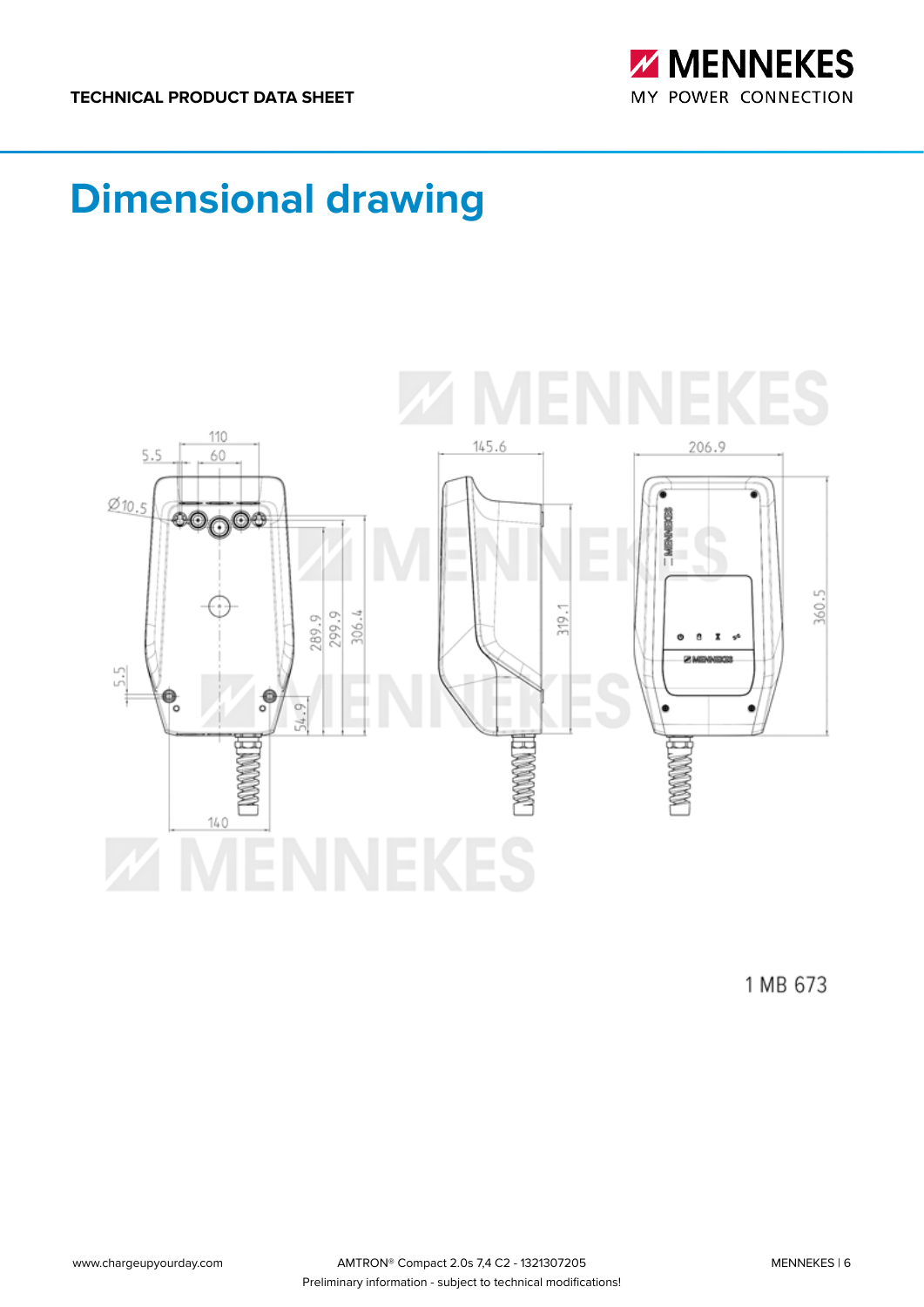# Dimensional drawing

1 MB 673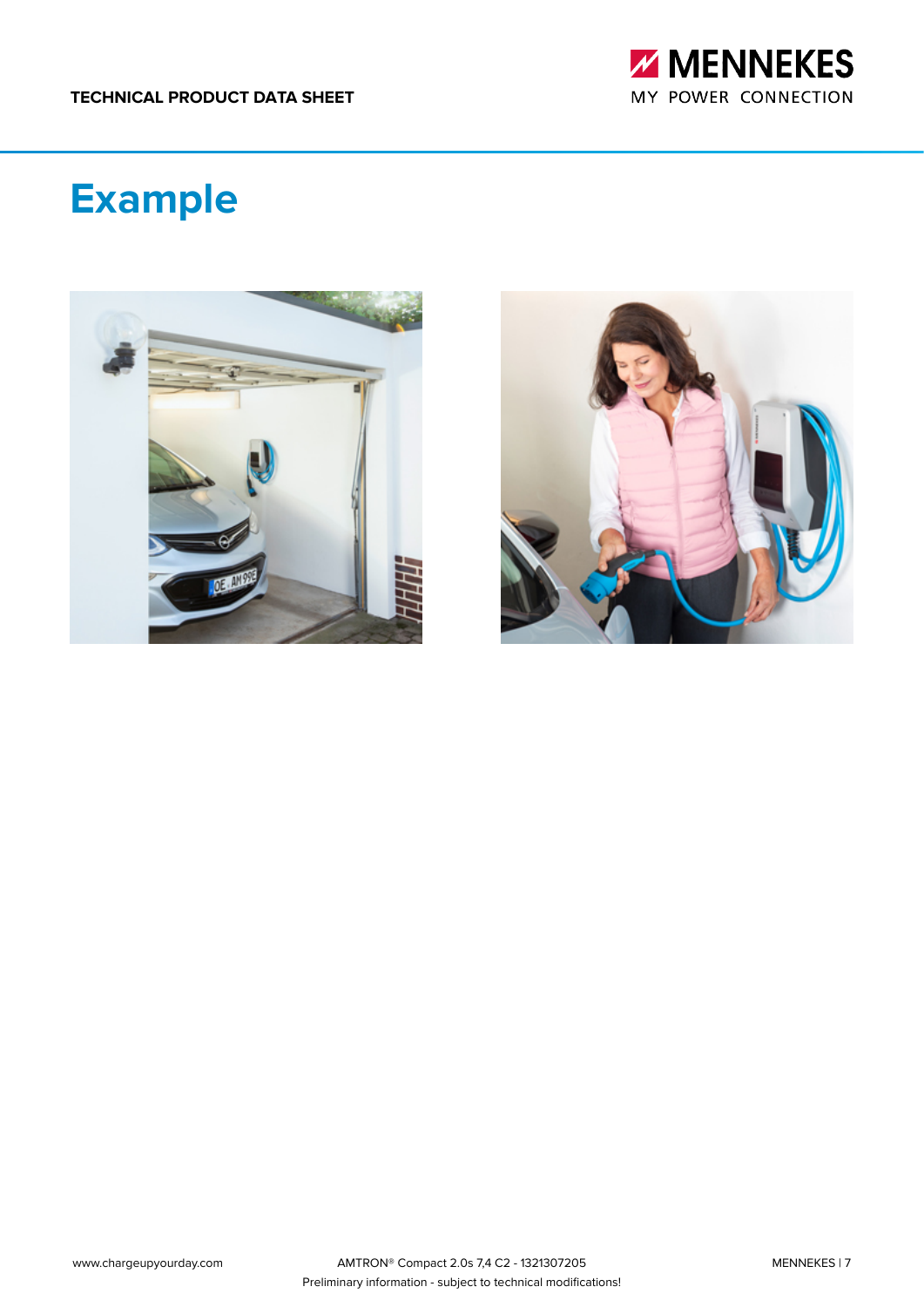# Example